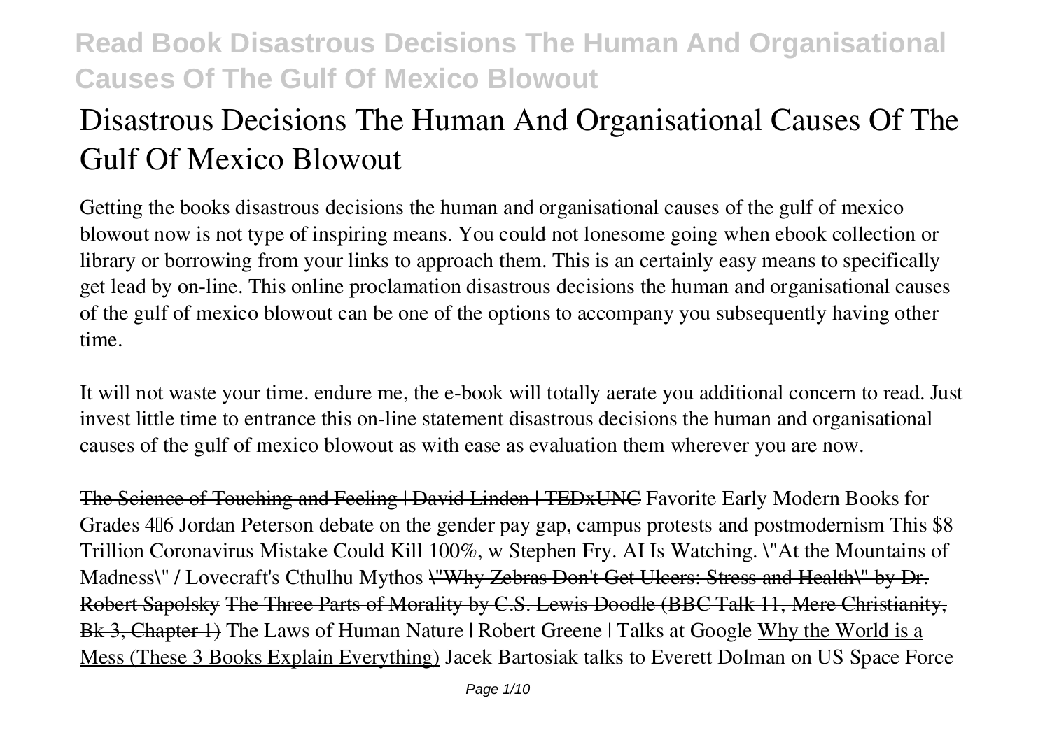# Disastrous Decisions The Human And Organisational Causes Of The Gulf Of Mexico Blowout

Getting the books disastrous decisions the human and organisational causes of the gulf of mexico blowout now is not type of inspiring means. You could not lonesome going when ebook collection or library or borrowing from your links to approach them. This is an certainly easy means to specifically get lead by on-line. This online proclamation disastrous decisions the human and organisational causes of the gulf of mexico blowout can be one of the options to accompany you subsequently having other time.

It will not waste your time. endure me, the e-book will totally aerate you additional concern to read. Just invest little time to entrance this on-line statement disastrous decisions the human and organisational causes of the gulf of mexico blowout as with ease as evaluation them wherever you are now.

~~The Science of Touching and Feeling | David Linden | TEDxUNC~~ Favorite Early Modern Books for Grades 4–6 Jordan Peterson debate on the gender pay gap, campus protests and postmodernism This $8 Trillion Coronavirus Mistake Could Kill 100%, w Stephen Fry. AI Is Watching. "At the Mountains of Madness" / Lovecraft's Cthulhu Mythos ~~"Why Zebras Don't Get Ulcers: Stress and Health" by Dr. Robert Sapolsky~~ ~~The Three Parts of Morality by C.S. Lewis Doodle (BBC Talk 11, Mere Christianity, Bk 3, Chapter 1)~~ The Laws of Human Nature | Robert Greene | Talks at Google Why the World is a Mess (These 3 Books Explain Everything) Jacek Bartosiak talks to Everett Dolman on US Space Force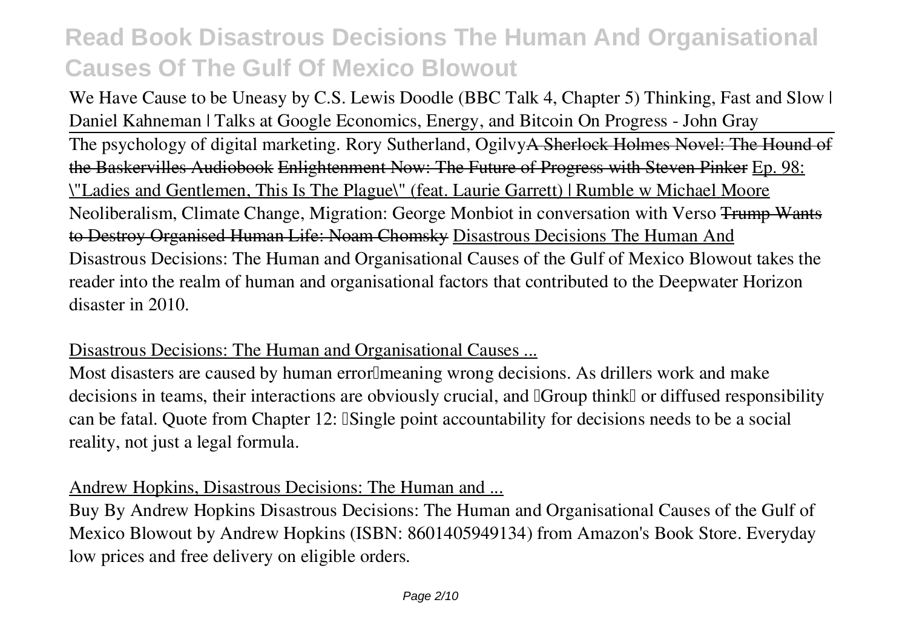We Have Cause to be Uneasy by C.S. Lewis Doodle (BBC Talk 4, Chapter 5) Thinking, Fast and Slow | Daniel Kahneman | Talks at Google Economics, Energy, and Bitcoin On Progress - John Gray

The psychology of digital marketing. Rory Sutherland, Ogilvy ~~A Sherlock Holmes Novel: The Hound of the Baskervilles Audiobook~~ ~~Enlightenment Now: The Future of Progress with Steven Pinker~~ Ep. 98: "Ladies and Gentlemen, This Is The Plague" (feat. Laurie Garrett) | Rumble w Michael Moore Neoliberalism, Climate Change, Migration: George Monbiot in conversation with Verso ~~Trump Wants to Destroy Organised Human Life: Noam Chomsky~~ Disastrous Decisions The Human And

Disastrous Decisions: The Human and Organisational Causes of the Gulf of Mexico Blowout takes the reader into the realm of human and organisational factors that contributed to the Deepwater Horizon disaster in 2010.

## Disastrous Decisions: The Human and Organisational Causes ...

Most disasters are caused by human error—meaning wrong decisions. As drillers work and make decisions in teams, their interactions are obviously crucial, and "Group think" or diffused responsibility can be fatal. Quote from Chapter 12: "Single point accountability for decisions needs to be a social reality, not just a legal formula.

## Andrew Hopkins, Disastrous Decisions: The Human and ...

Buy By Andrew Hopkins Disastrous Decisions: The Human and Organisational Causes of the Gulf of Mexico Blowout by Andrew Hopkins (ISBN: 8601405949134) from Amazon's Book Store. Everyday low prices and free delivery on eligible orders.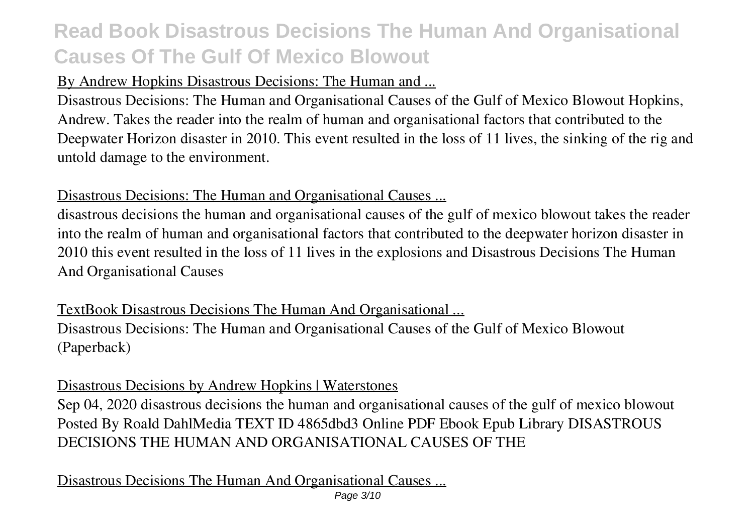By Andrew Hopkins Disastrous Decisions: The Human and ...

Disastrous Decisions: The Human and Organisational Causes of the Gulf of Mexico Blowout Hopkins, Andrew. Takes the reader into the realm of human and organisational factors that contributed to the Deepwater Horizon disaster in 2010. This event resulted in the loss of 11 lives, the sinking of the rig and untold damage to the environment.

Disastrous Decisions: The Human and Organisational Causes ...

disastrous decisions the human and organisational causes of the gulf of mexico blowout takes the reader into the realm of human and organisational factors that contributed to the deepwater horizon disaster in 2010 this event resulted in the loss of 11 lives in the explosions and Disastrous Decisions The Human And Organisational Causes

TextBook Disastrous Decisions The Human And Organisational ...

Disastrous Decisions: The Human and Organisational Causes of the Gulf of Mexico Blowout (Paperback)

Disastrous Decisions by Andrew Hopkins | Waterstones

Sep 04, 2020 disastrous decisions the human and organisational causes of the gulf of mexico blowout Posted By Roald DahlMedia TEXT ID 4865dbd3 Online PDF Ebook Epub Library DISASTROUS DECISIONS THE HUMAN AND ORGANISATIONAL CAUSES OF THE

Disastrous Decisions The Human And Organisational Causes ...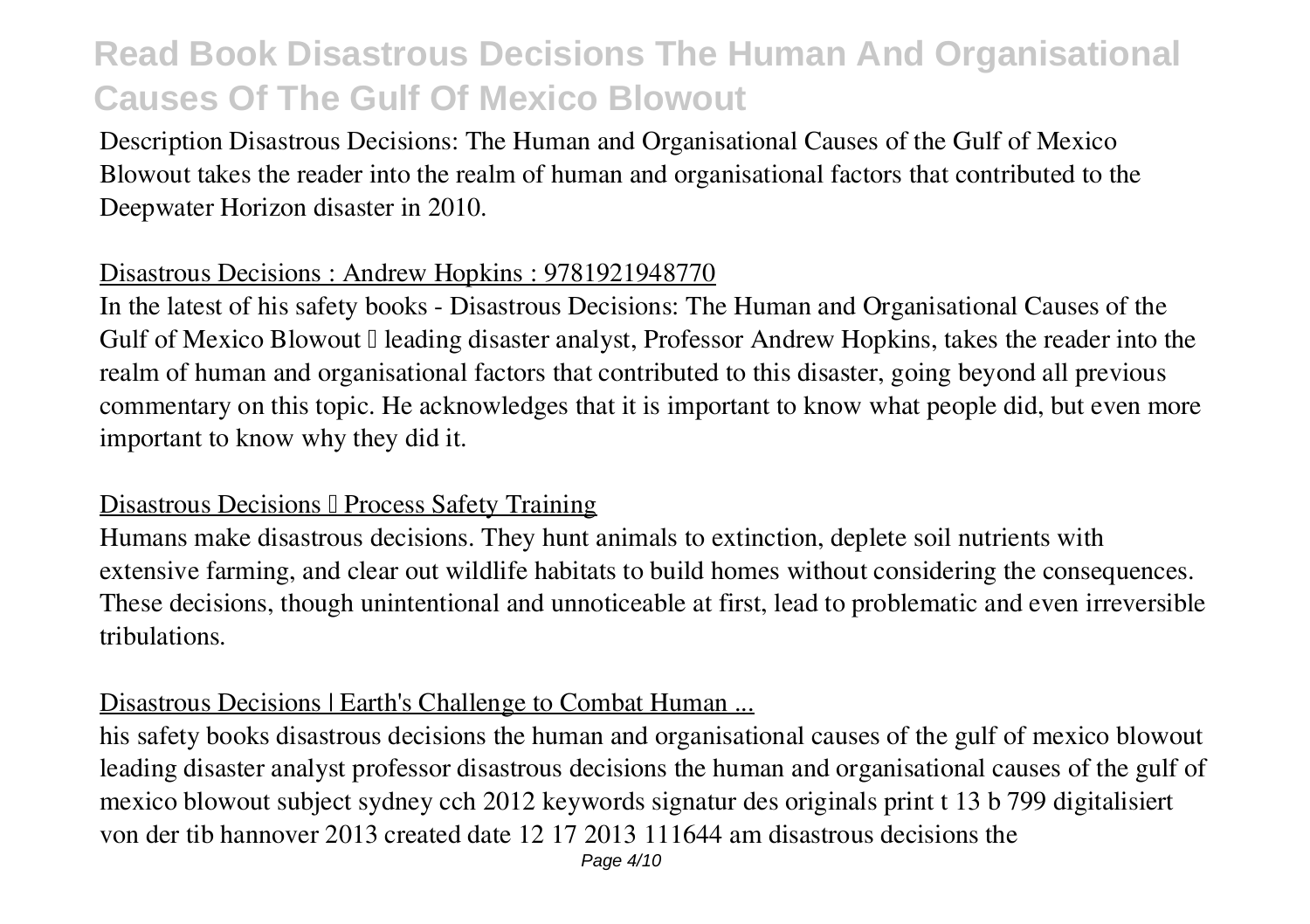Description Disastrous Decisions: The Human and Organisational Causes of the Gulf of Mexico Blowout takes the reader into the realm of human and organisational factors that contributed to the Deepwater Horizon disaster in 2010.

## Disastrous Decisions : Andrew Hopkins : 9781921948770

In the latest of his safety books - Disastrous Decisions: The Human and Organisational Causes of the Gulf of Mexico Blowout – leading disaster analyst, Professor Andrew Hopkins, takes the reader into the realm of human and organisational factors that contributed to this disaster, going beyond all previous commentary on this topic. He acknowledges that it is important to know what people did, but even more important to know why they did it.

## Disastrous Decisions – Process Safety Training

Humans make disastrous decisions. They hunt animals to extinction, deplete soil nutrients with extensive farming, and clear out wildlife habitats to build homes without considering the consequences. These decisions, though unintentional and unnoticeable at first, lead to problematic and even irreversible tribulations.

## Disastrous Decisions | Earth's Challenge to Combat Human ...

his safety books disastrous decisions the human and organisational causes of the gulf of mexico blowout leading disaster analyst professor disastrous decisions the human and organisational causes of the gulf of mexico blowout subject sydney cch 2012 keywords signatur des originals print t 13 b 799 digitalisiert von der tib hannover 2013 created date 12 17 2013 111644 am disastrous decisions the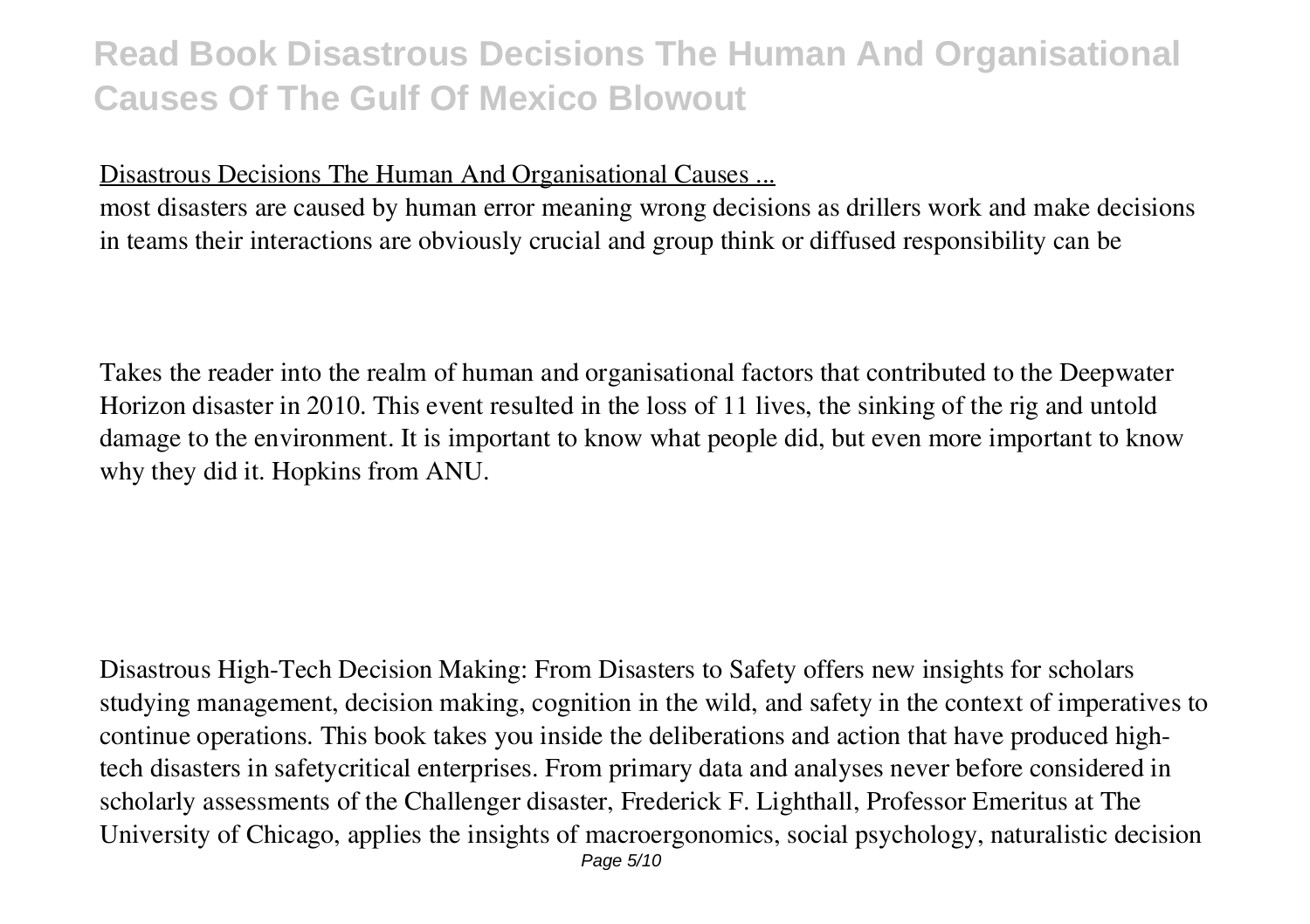Disastrous Decisions The Human And Organisational Causes ...

most disasters are caused by human error meaning wrong decisions as drillers work and make decisions in teams their interactions are obviously crucial and group think or diffused responsibility can be

Takes the reader into the realm of human and organisational factors that contributed to the Deepwater Horizon disaster in 2010. This event resulted in the loss of 11 lives, the sinking of the rig and untold damage to the environment. It is important to know what people did, but even more important to know why they did it. Hopkins from ANU.

Disastrous High-Tech Decision Making: From Disasters to Safety offers new insights for scholars studying management, decision making, cognition in the wild, and safety in the context of imperatives to continue operations. This book takes you inside the deliberations and action that have produced high-tech disasters in safetycritical enterprises. From primary data and analyses never before considered in scholarly assessments of the Challenger disaster, Frederick F. Lighthall, Professor Emeritus at The University of Chicago, applies the insights of macroergonomics, social psychology, naturalistic decision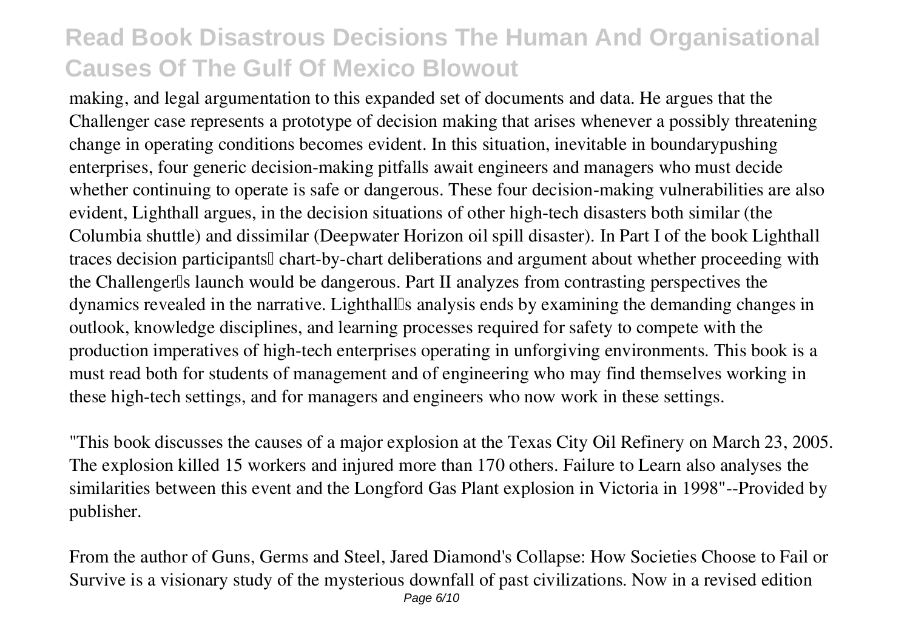making, and legal argumentation to this expanded set of documents and data. He argues that the Challenger case represents a prototype of decision making that arises whenever a possibly threatening change in operating conditions becomes evident. In this situation, inevitable in boundarypushing enterprises, four generic decision-making pitfalls await engineers and managers who must decide whether continuing to operate is safe or dangerous. These four decision-making vulnerabilities are also evident, Lighthall argues, in the decision situations of other high-tech disasters both similar (the Columbia shuttle) and dissimilar (Deepwater Horizon oil spill disaster). In Part I of the book Lighthall traces decision participants' chart-by-chart deliberations and argument about whether proceeding with the Challenger's launch would be dangerous. Part II analyzes from contrasting perspectives the dynamics revealed in the narrative. Lighthall's analysis ends by examining the demanding changes in outlook, knowledge disciplines, and learning processes required for safety to compete with the production imperatives of high-tech enterprises operating in unforgiving environments. This book is a must read both for students of management and of engineering who may find themselves working in these high-tech settings, and for managers and engineers who now work in these settings.

"This book discusses the causes of a major explosion at the Texas City Oil Refinery on March 23, 2005. The explosion killed 15 workers and injured more than 170 others. Failure to Learn also analyses the similarities between this event and the Longford Gas Plant explosion in Victoria in 1998"--Provided by publisher.

From the author of Guns, Germs and Steel, Jared Diamond's Collapse: How Societies Choose to Fail or Survive is a visionary study of the mysterious downfall of past civilizations. Now in a revised edition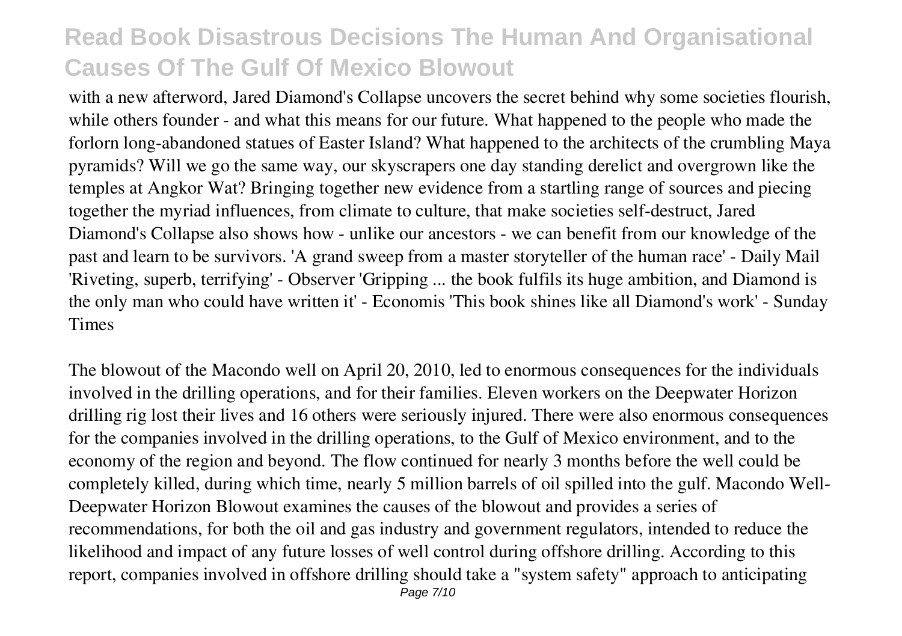with a new afterword, Jared Diamond's Collapse uncovers the secret behind why some societies flourish, while others founder - and what this means for our future. What happened to the people who made the forlorn long-abandoned statues of Easter Island? What happened to the architects of the crumbling Maya pyramids? Will we go the same way, our skyscrapers one day standing derelict and overgrown like the temples at Angkor Wat? Bringing together new evidence from a startling range of sources and piecing together the myriad influences, from climate to culture, that make societies self-destruct, Jared Diamond's Collapse also shows how - unlike our ancestors - we can benefit from our knowledge of the past and learn to be survivors. 'A grand sweep from a master storyteller of the human race' - Daily Mail 'Riveting, superb, terrifying' - Observer 'Gripping ... the book fulfils its huge ambition, and Diamond is the only man who could have written it' - Economis 'This book shines like all Diamond's work' - Sunday Times

The blowout of the Macondo well on April 20, 2010, led to enormous consequences for the individuals involved in the drilling operations, and for their families. Eleven workers on the Deepwater Horizon drilling rig lost their lives and 16 others were seriously injured. There were also enormous consequences for the companies involved in the drilling operations, to the Gulf of Mexico environment, and to the economy of the region and beyond. The flow continued for nearly 3 months before the well could be completely killed, during which time, nearly 5 million barrels of oil spilled into the gulf. Macondo Well-Deepwater Horizon Blowout examines the causes of the blowout and provides a series of recommendations, for both the oil and gas industry and government regulators, intended to reduce the likelihood and impact of any future losses of well control during offshore drilling. According to this report, companies involved in offshore drilling should take a "system safety" approach to anticipating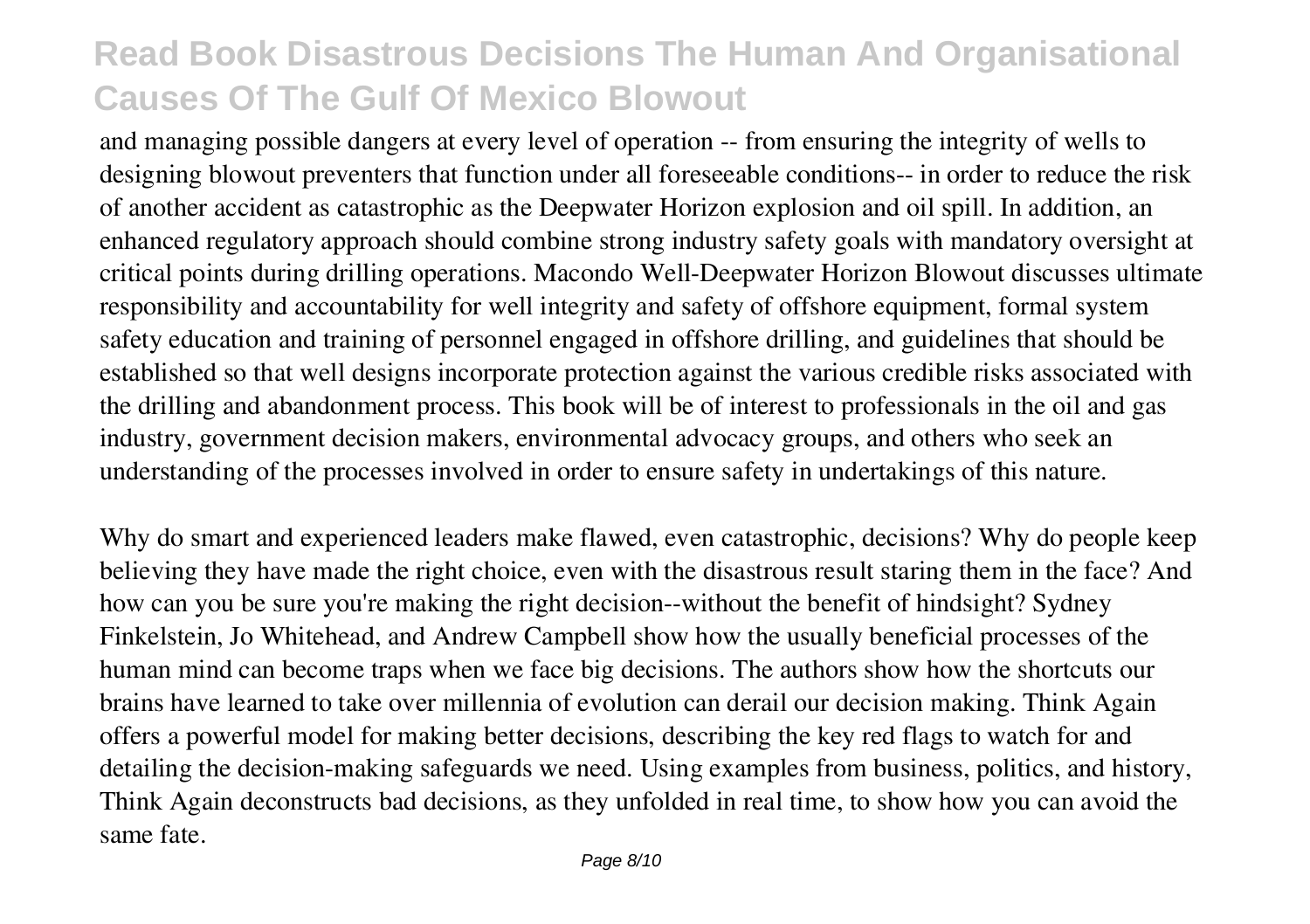and managing possible dangers at every level of operation -- from ensuring the integrity of wells to designing blowout preventers that function under all foreseeable conditions-- in order to reduce the risk of another accident as catastrophic as the Deepwater Horizon explosion and oil spill. In addition, an enhanced regulatory approach should combine strong industry safety goals with mandatory oversight at critical points during drilling operations. Macondo Well-Deepwater Horizon Blowout discusses ultimate responsibility and accountability for well integrity and safety of offshore equipment, formal system safety education and training of personnel engaged in offshore drilling, and guidelines that should be established so that well designs incorporate protection against the various credible risks associated with the drilling and abandonment process. This book will be of interest to professionals in the oil and gas industry, government decision makers, environmental advocacy groups, and others who seek an understanding of the processes involved in order to ensure safety in undertakings of this nature.

Why do smart and experienced leaders make flawed, even catastrophic, decisions? Why do people keep believing they have made the right choice, even with the disastrous result staring them in the face? And how can you be sure you're making the right decision--without the benefit of hindsight? Sydney Finkelstein, Jo Whitehead, and Andrew Campbell show how the usually beneficial processes of the human mind can become traps when we face big decisions. The authors show how the shortcuts our brains have learned to take over millennia of evolution can derail our decision making. Think Again offers a powerful model for making better decisions, describing the key red flags to watch for and detailing the decision-making safeguards we need. Using examples from business, politics, and history, Think Again deconstructs bad decisions, as they unfolded in real time, to show how you can avoid the same fate.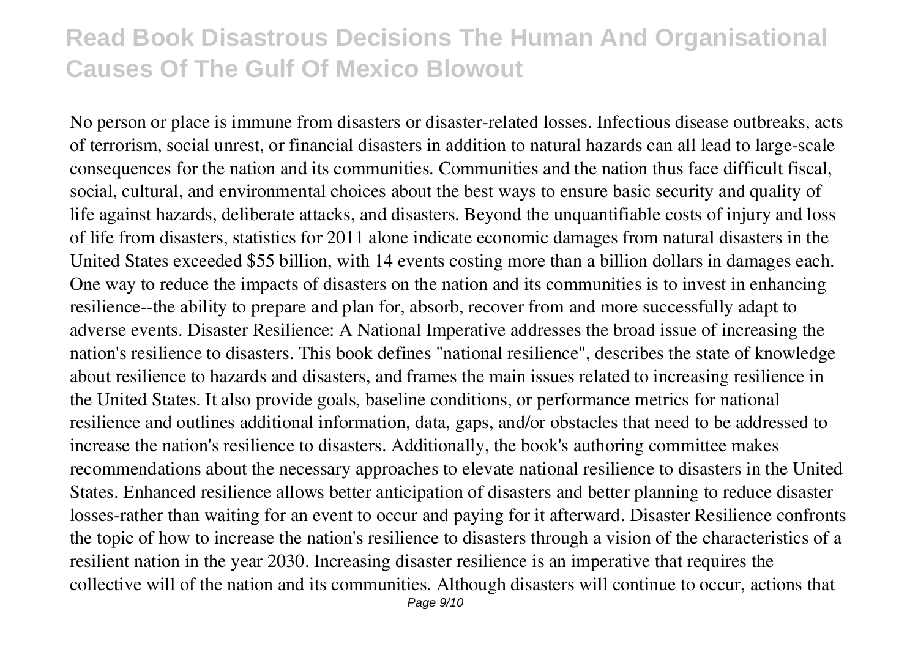No person or place is immune from disasters or disaster-related losses. Infectious disease outbreaks, acts of terrorism, social unrest, or financial disasters in addition to natural hazards can all lead to large-scale consequences for the nation and its communities. Communities and the nation thus face difficult fiscal, social, cultural, and environmental choices about the best ways to ensure basic security and quality of life against hazards, deliberate attacks, and disasters. Beyond the unquantifiable costs of injury and loss of life from disasters, statistics for 2011 alone indicate economic damages from natural disasters in the United States exceeded $55 billion, with 14 events costing more than a billion dollars in damages each. One way to reduce the impacts of disasters on the nation and its communities is to invest in enhancing resilience--the ability to prepare and plan for, absorb, recover from and more successfully adapt to adverse events. Disaster Resilience: A National Imperative addresses the broad issue of increasing the nation's resilience to disasters. This book defines "national resilience", describes the state of knowledge about resilience to hazards and disasters, and frames the main issues related to increasing resilience in the United States. It also provide goals, baseline conditions, or performance metrics for national resilience and outlines additional information, data, gaps, and/or obstacles that need to be addressed to increase the nation's resilience to disasters. Additionally, the book's authoring committee makes recommendations about the necessary approaches to elevate national resilience to disasters in the United States. Enhanced resilience allows better anticipation of disasters and better planning to reduce disaster losses-rather than waiting for an event to occur and paying for it afterward. Disaster Resilience confronts the topic of how to increase the nation's resilience to disasters through a vision of the characteristics of a resilient nation in the year 2030. Increasing disaster resilience is an imperative that requires the collective will of the nation and its communities. Although disasters will continue to occur, actions that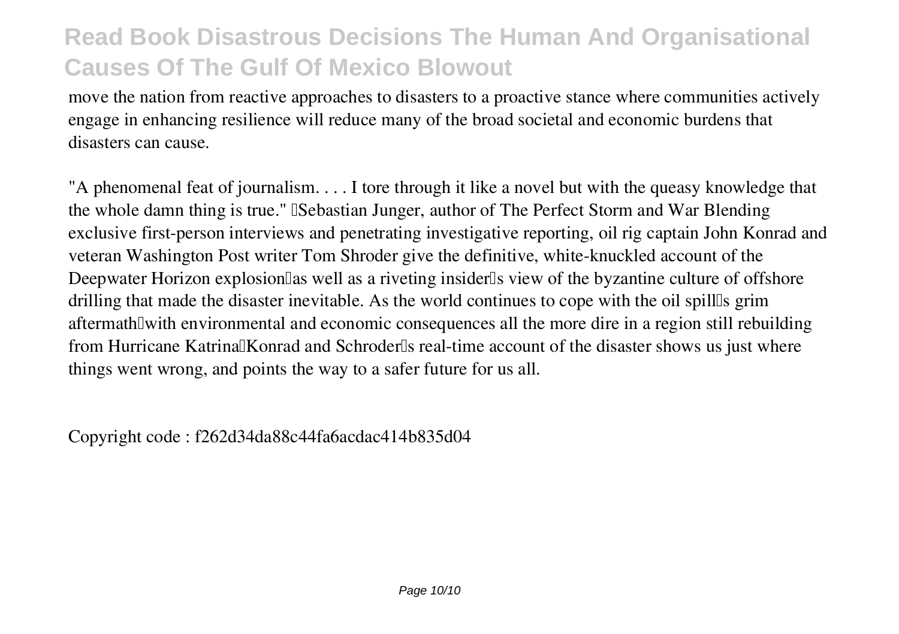move the nation from reactive approaches to disasters to a proactive stance where communities actively engage in enhancing resilience will reduce many of the broad societal and economic burdens that disasters can cause.

"A phenomenal feat of journalism. . . . I tore through it like a novel but with the queasy knowledge that the whole damn thing is true." —Sebastian Junger, author of The Perfect Storm and War Blending exclusive first-person interviews and penetrating investigative reporting, oil rig captain John Konrad and veteran Washington Post writer Tom Shroder give the definitive, white-knuckled account of the Deepwater Horizon explosion—as well as a riveting insider's view of the byzantine culture of offshore drilling that made the disaster inevitable. As the world continues to cope with the oil spill's grim aftermath—with environmental and economic consequences all the more dire in a region still rebuilding from Hurricane Katrina—Konrad and Schroder's real-time account of the disaster shows us just where things went wrong, and points the way to a safer future for us all.

Copyright code : f262d34da88c44fa6acdac414b835d04